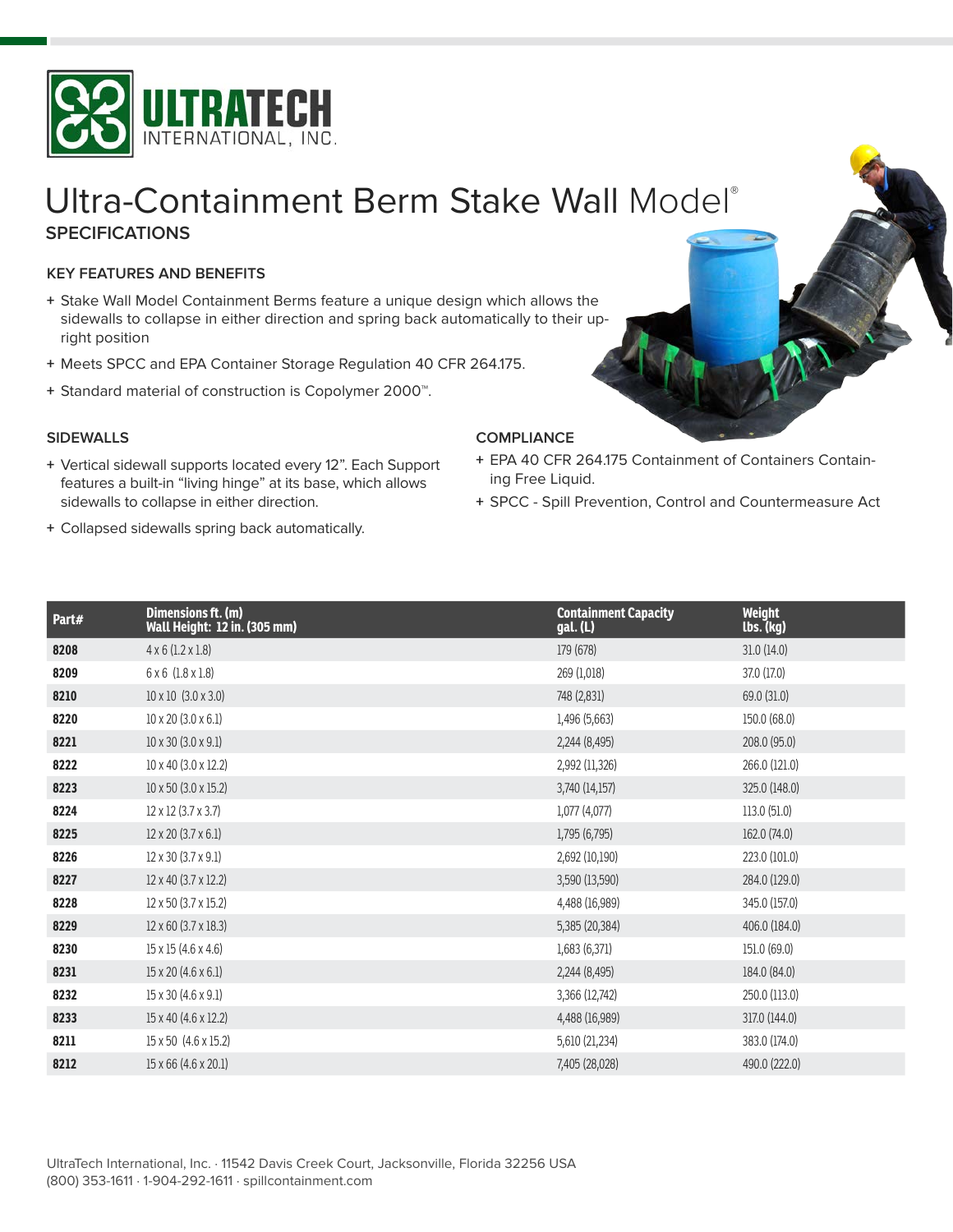# ULTRATECH INTERNATIONAL, INC.

# Ultra-Containment Berm Stake Wall Model®

## SPECIFICATIONS

### KEY FEATURES AND BENEFITS

- + Stake Wall Model Containment Berms feature a unique design which allows the sidewalls to collapse in either direction and spring back automatically to their upright position
- + Meets SPCC and EPA Container Storage Regulation 40 CFR 264.175.
- + Standard material of construction is Copolymer 2000™.

### SIDEWALLS

- + Vertical sidewall supports located every 12". Each Support features a built-in "living hinge" at its base, which allows sidewalls to collapse in either direction.
- + Collapsed sidewalls spring back automatically.

### COMPLIANCE

- + EPA 40 CFR 264.175 Containment of Containers Containing Free Liquid.
- + SPCC - Spill Prevention, Control and Countermeasure Act

| Part# | Dimensions ft. (m) Wall Height: 12 in. (305 mm) | Containment Capacity gal. (L) | Weight lbs. (kg) |
|---|---|---|---|
| **8208** | 4 x 6 (1.2 x 1.8) | 179 (678) | 31.0 (14.0) |
| **8209** | 6 x 6 (1.8 x 1.8) | 269 (1,018) | 37.0 (17.0) |
| **8210** | 10 x 10 (3.0 x 3.0) | 748 (2,831) | 69.0 (31.0) |
| **8220** | 10 x 20 (3.0 x 6.1) | 1,496 (5,663) | 150.0 (68.0) |
| **8221** | 10 x 30 (3.0 x 9.1) | 2,244 (8,495) | 208.0 (95.0) |
| **8222** | 10 x 40 (3.0 x 12.2) | 2,992 (11,326) | 266.0 (121.0) |
| **8223** | 10 x 50 (3.0 x 15.2) | 3,740 (14,157) | 325.0 (148.0) |
| **8224** | 12 x 12 (3.7 x 3.7) | 1,077 (4,077) | 113.0 (51.0) |
| **8225** | 12 x 20 (3.7 x 6.1) | 1,795 (6,795) | 162.0 (74.0) |
| **8226** | 12 x 30 (3.7 x 9.1) | 2,692 (10,190) | 223.0 (101.0) |
| **8227** | 12 x 40 (3.7 x 12.2) | 3,590 (13,590) | 284.0 (129.0) |
| **8228** | 12 x 50 (3.7 x 15.2) | 4,488 (16,989) | 345.0 (157.0) |
| **8229** | 12 x 60 (3.7 x 18.3) | 5,385 (20,384) | 406.0 (184.0) |
| **8230** | 15 x 15 (4.6 x 4.6) | 1,683 (6,371) | 151.0 (69.0) |
| **8231** | 15 x 20 (4.6 x 6.1) | 2,244 (8,495) | 184.0 (84.0) |
| **8232** | 15 x 30 (4.6 x 9.1) | 3,366 (12,742) | 250.0 (113.0) |
| **8233** | 15 x 40 (4.6 x 12.2) | 4,488 (16,989) | 317.0 (144.0) |
| **8211** | 15 x 50 (4.6 x 15.2) | 5,610 (21,234) | 383.0 (174.0) |
| **8212** | 15 x 66 (4.6 x 20.1) | 7,405 (28,028) | 490.0 (222.0) |

UltraTech International, Inc. · 11542 Davis Creek Court, Jacksonville, Florida 32256 USA
(800) 353-1611 · 1-904-292-1611 · spillcontainment.com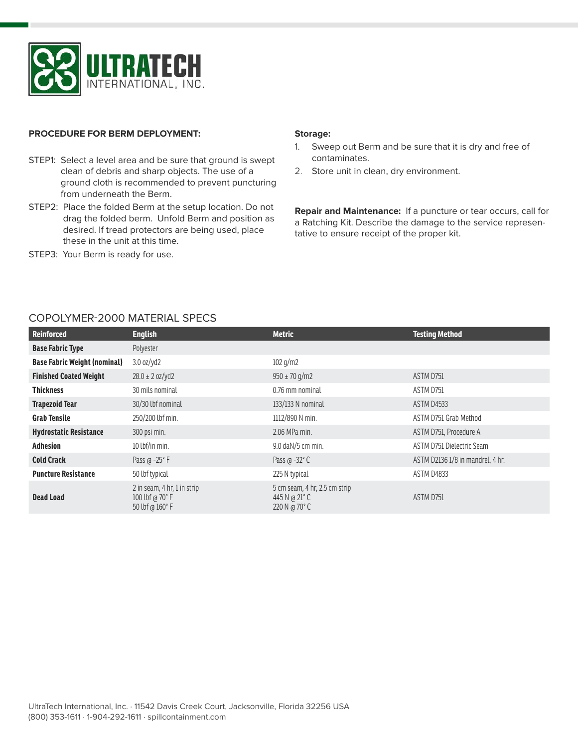ULTRATECH INTERNATIONAL, INC.

**PROCEDURE FOR BERM DEPLOYMENT:**

STEP1: Select a level area and be sure that ground is swept clean of debris and sharp objects. The use of a ground cloth is recommended to prevent puncturing from underneath the Berm.

STEP2: Place the folded Berm at the setup location. Do not drag the folded berm. Unfold Berm and position as desired. If tread protectors are being used, place these in the unit at this time.

STEP3: Your Berm is ready for use.

**Storage:**

1. Sweep out Berm and be sure that it is dry and free of contaminates.
2. Store unit in clean, dry environment.

**Repair and Maintenance:** If a puncture or tear occurs, call for a Ratching Kit. Describe the damage to the service representative to ensure receipt of the proper kit.

## COPOLYMER-2000 MATERIAL SPECS

| Reinforced | English | Metric | Testing Method |
|---|---|---|---|
| **Base Fabric Type** | Polyester | | |
| **Base Fabric Weight (nominal)** | 3.0 oz/yd2 | 102 g/m2 | |
| **Finished Coated Weight** | 28.0 ± 2 oz/yd2 | 950 ± 70 g/m2 | ASTM D751 |
| **Thickness** | 30 mils nominal | 0.76 mm nominal | ASTM D751 |
| **Trapezoid Tear** | 30/30 lbf nominal | 133/133 N nominal | ASTM D4533 |
| **Grab Tensile** | 250/200 lbf min. | 1112/890 N min. | ASTM D751 Grab Method |
| **Hydrostatic Resistance** | 300 psi min. | 2.06 MPa min. | ASTM D751, Procedure A |
| **Adhesion** | 10 lbf/in min. | 9.0 daN/5 cm min. | ASTM D751 Dielectric Seam |
| **Cold Crack** | Pass @ -25° F | Pass @ -32° C | ASTM D2136 1/8 in mandrel, 4 hr. |
| **Puncture Resistance** | 50 lbf typical | 225 N typical | ASTM D4833 |
| **Dead Load** | 2 in seam, 4 hr, 1 in strip<br>100 lbf @ 70° F<br>50 lbf @ 160° F | 5 cm seam, 4 hr, 2.5 cm strip<br>445 N @ 21° C<br>220 N @ 70° C | ASTM D751 |

UltraTech International, Inc. · 11542 Davis Creek Court, Jacksonville, Florida 32256 USA
(800) 353-1611 · 1-904-292-1611 · spillcontainment.com